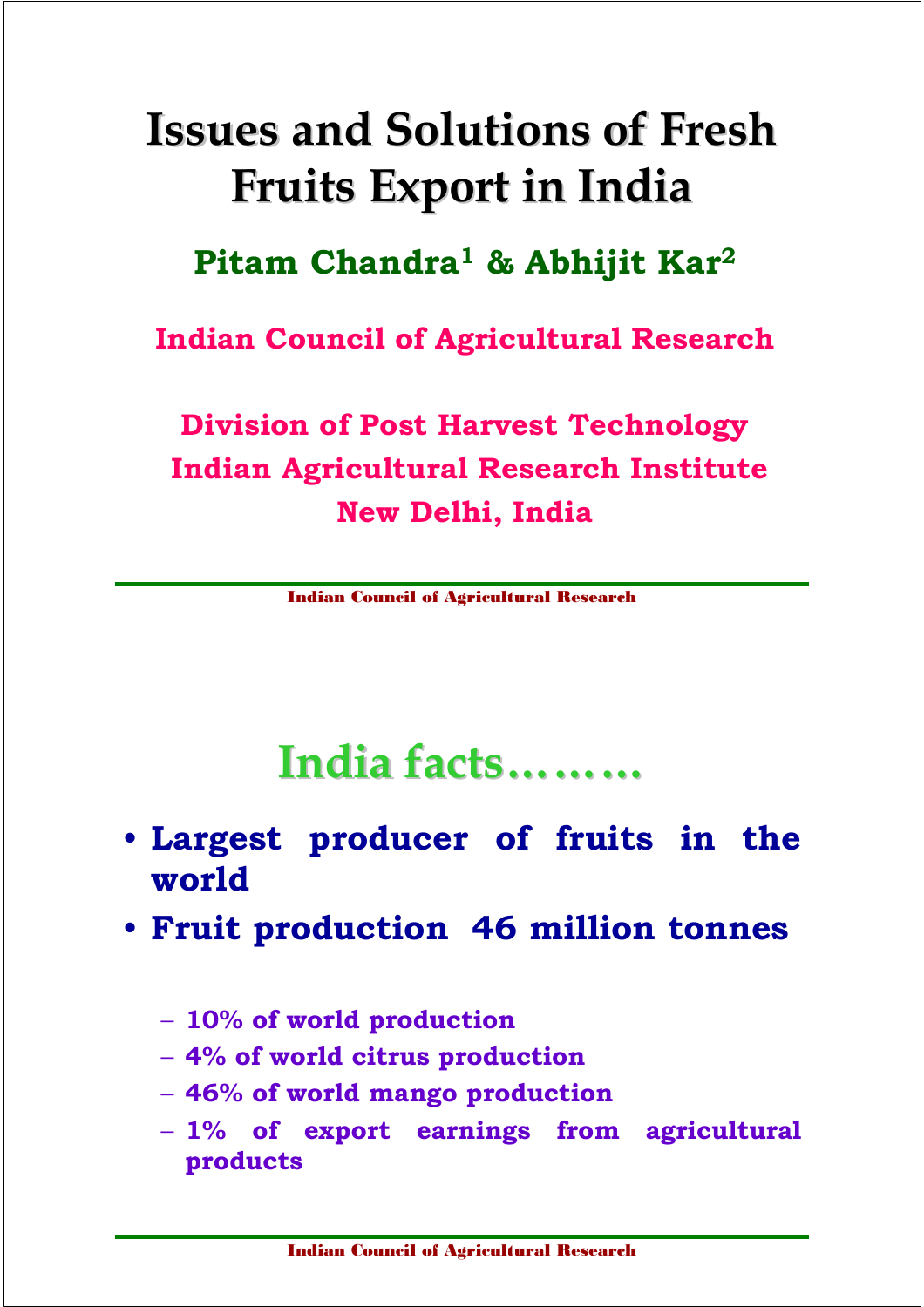# Issues and Solutions of Fresh Fruits Export in India

**Pitam Chandra[1] & Abhijit Kar[2]**

**Indian Council of Agricultural Research**

**Division of Post Harvest Technology**
**Indian Agricultural Research Institute**
**New Delhi, India**

## India facts………

- **Largest producer of fruits in the world**
- **Fruit production 46 million tonnes**
  - 10% of world production
  - 4% of world citrus production
  - 46% of world mango production
  - 1% of export earnings from agricultural products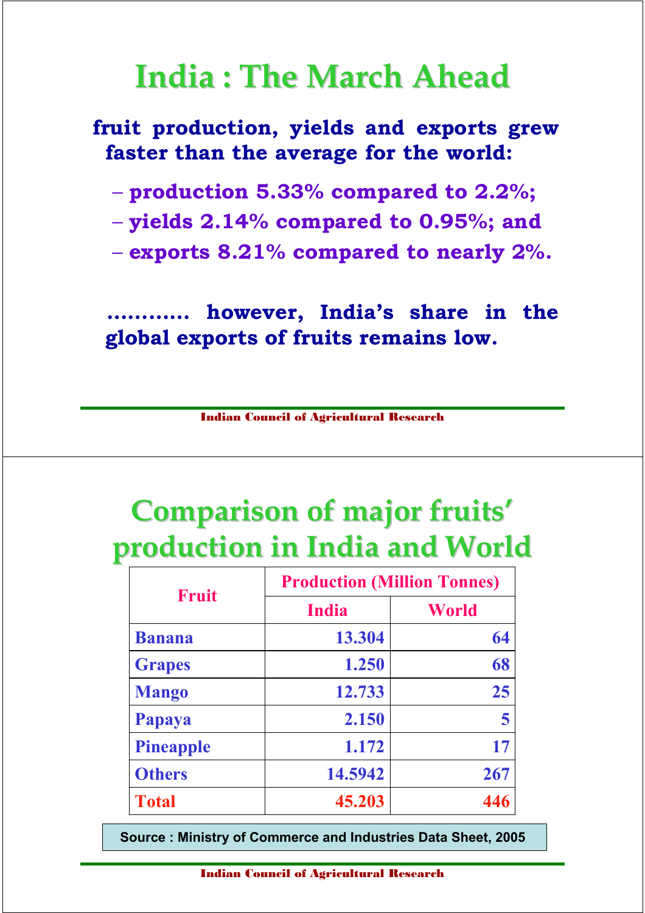# India : The March Ahead

**fruit production, yields and exports grew faster than the average for the world:**

- **production 5.33% compared to 2.2%;**
- **yields 2.14% compared to 0.95%; and**
- **exports 8.21% compared to nearly 2%.**

**………. however, India's share in the global exports of fruits remains low.**

# Comparison of major fruits' production in India and World

| Fruit | Production (Million Tonnes) | |
|---|---|---|
| | India | World |
| Banana | 13.304 | 64 |
| Grapes | 1.250 | 68 |
| Mango | 12.733 | 25 |
| Papaya | 2.150 | 5 |
| Pineapple | 1.172 | 17 |
| Others | 14.5942 | 267 |
| **Total** | **45.203** | **446** |

Source : Ministry of Commerce and Industries Data Sheet, 2005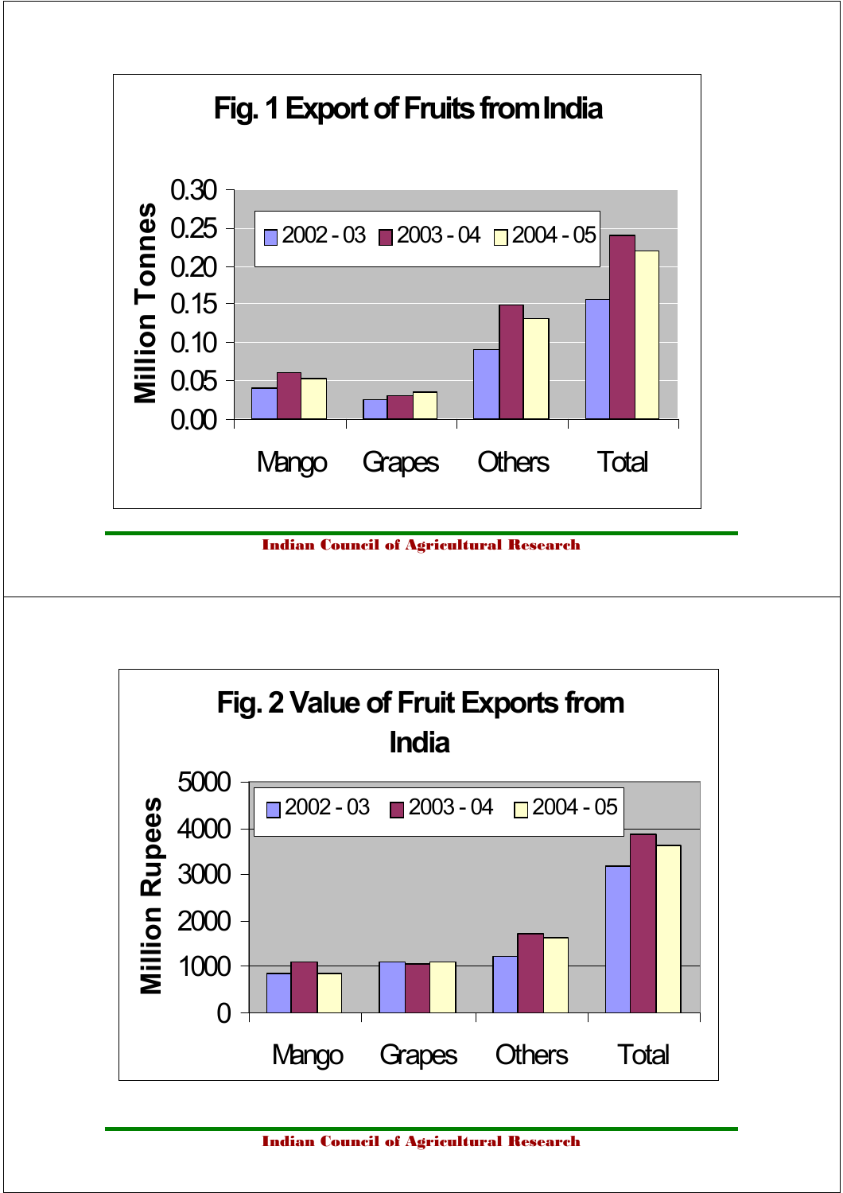## Fig. 1 Export of Fruits from India

## Fig. 2 Value of Fruit Exports from India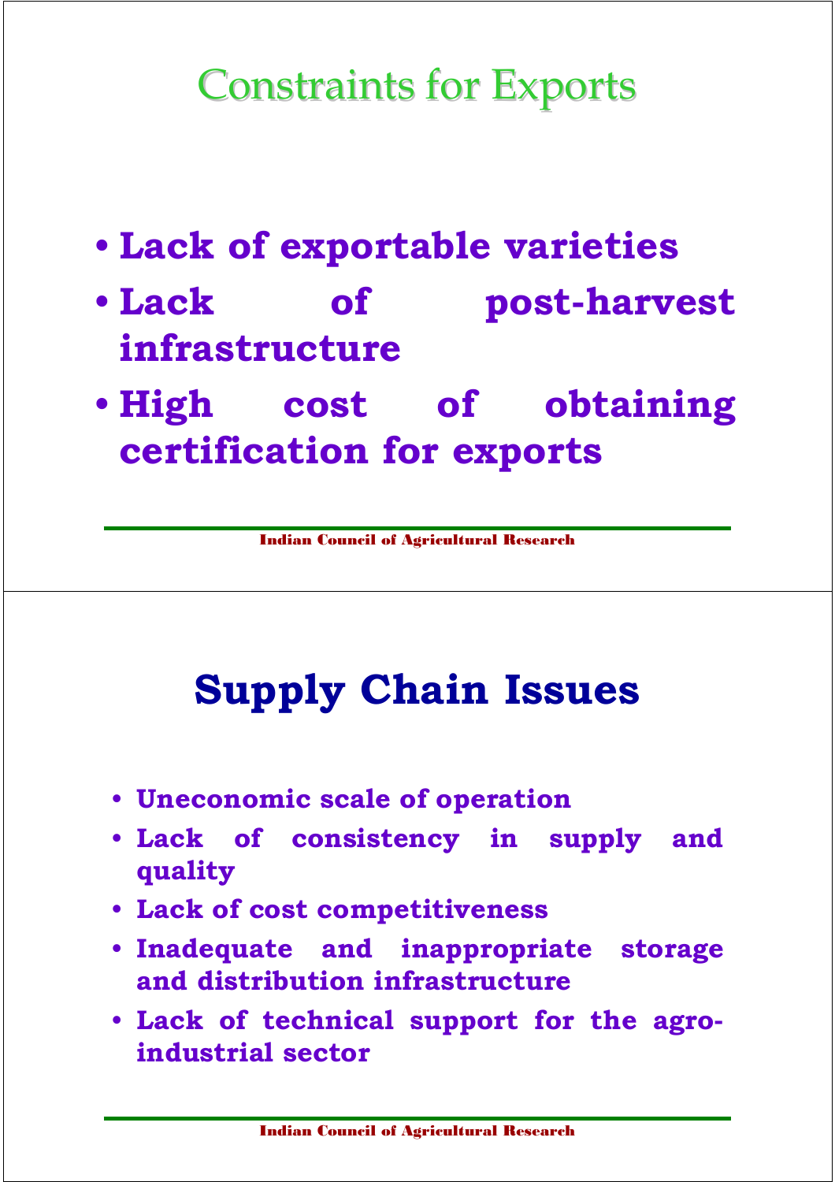# Constraints for Exports

- **Lack of exportable varieties**
- **Lack of post-harvest infrastructure**
- **High cost of obtaining certification for exports**

# Supply Chain Issues

- **Uneconomic scale of operation**
- **Lack of consistency in supply and quality**
- **Lack of cost competitiveness**
- **Inadequate and inappropriate storage and distribution infrastructure**
- **Lack of technical support for the agro-industrial sector**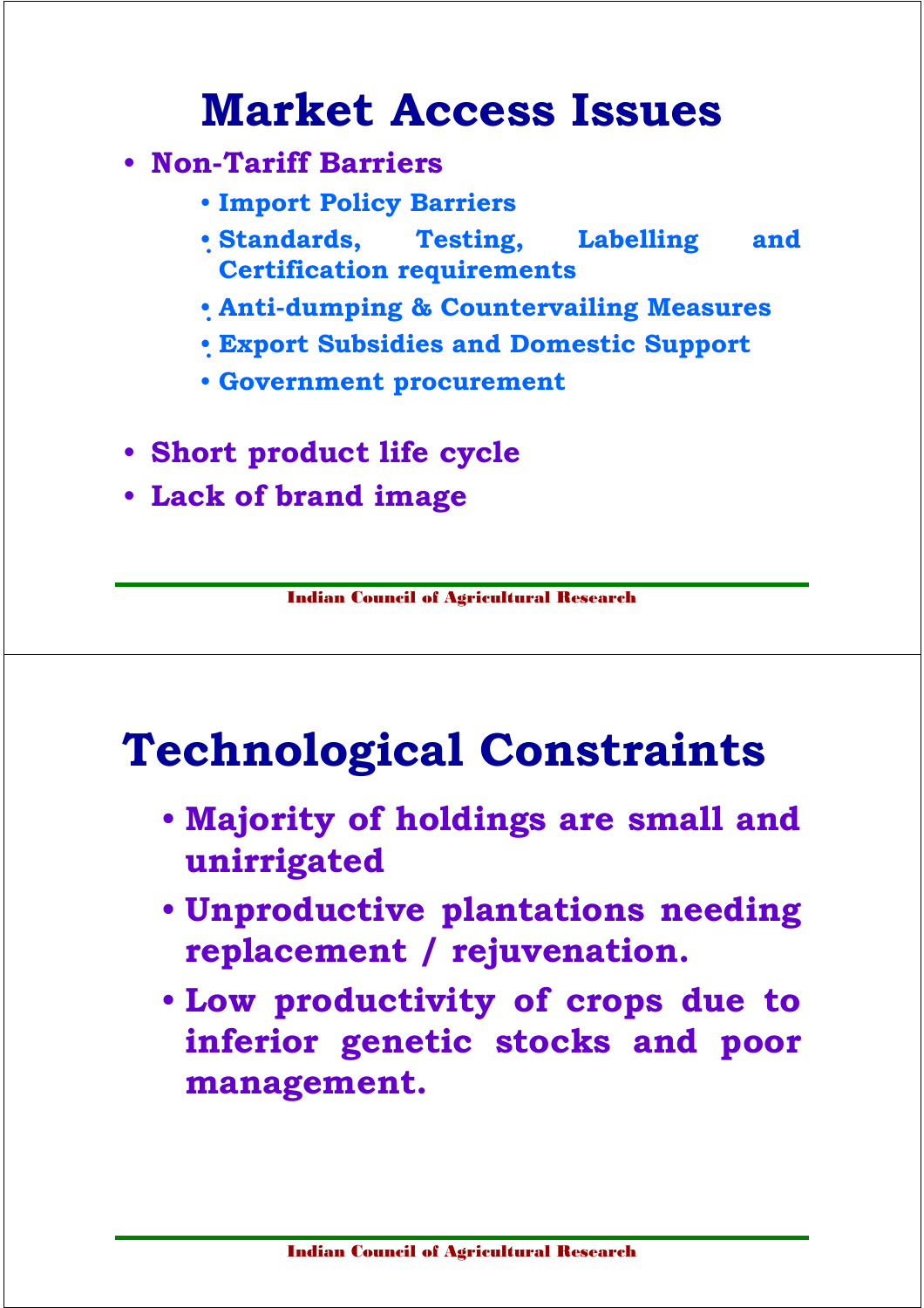# Market Access Issues

- Non-Tariff Barriers
  - Import Policy Barriers
  - Standards, Testing, Labelling and Certification requirements
  - Anti-dumping & Countervailing Measures
  - Export Subsidies and Domestic Support
  - Government procurement
- Short product life cycle
- Lack of brand image

# Technological Constraints

- Majority of holdings are small and unirrigated
- Unproductive plantations needing replacement / rejuvenation.
- Low productivity of crops due to inferior genetic stocks and poor management.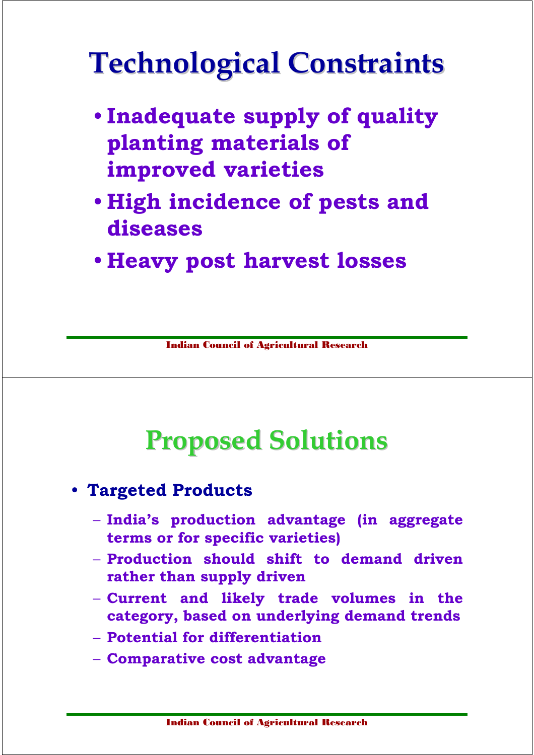# Technological Constraints

- **Inadequate supply of quality planting materials of improved varieties**
- **High incidence of pests and diseases**
- **Heavy post harvest losses**

# Proposed Solutions

- **Targeted Products**
  - India's production advantage (in aggregate terms or for specific varieties)
  - Production should shift to demand driven rather than supply driven
  - Current and likely trade volumes in the category, based on underlying demand trends
  - Potential for differentiation
  - Comparative cost advantage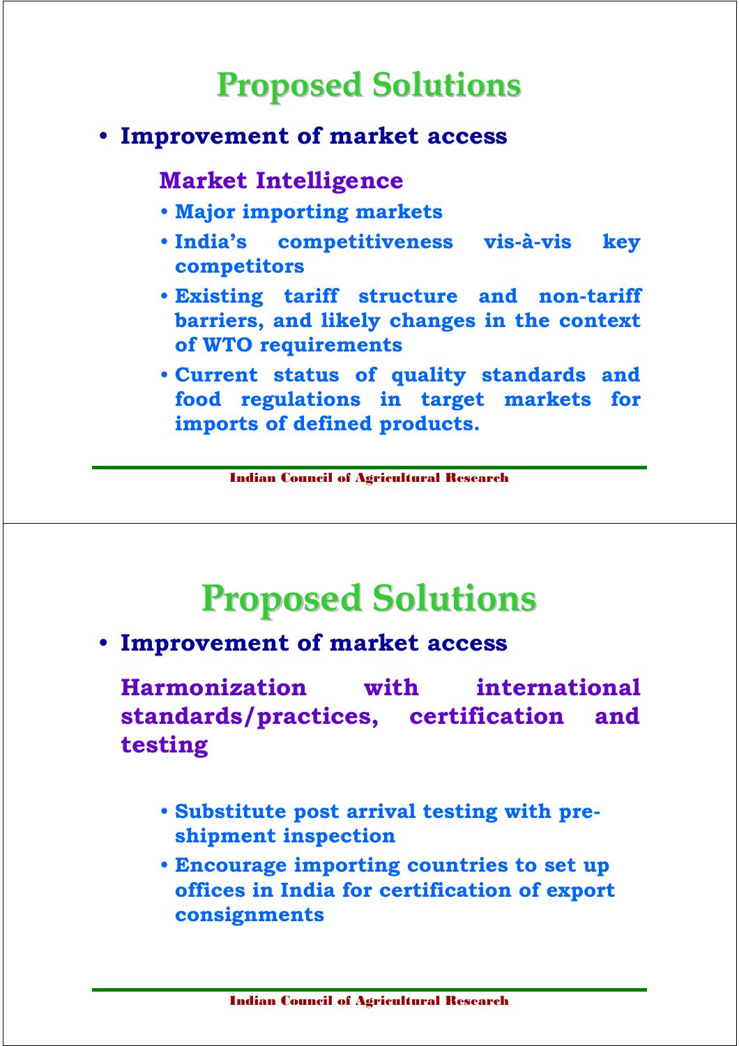# Proposed Solutions

- **Improvement of market access**

  ### Market Intelligence

  - Major importing markets
  - India's competitiveness vis-à-vis key competitors
  - Existing tariff structure and non-tariff barriers, and likely changes in the context of WTO requirements
  - Current status of quality standards and food regulations in target markets for imports of defined products.

# Proposed Solutions

- **Improvement of market access**

  ### Harmonization with international standards/practices, certification and testing

  - Substitute post arrival testing with pre-shipment inspection
  - Encourage importing countries to set up offices in India for certification of export consignments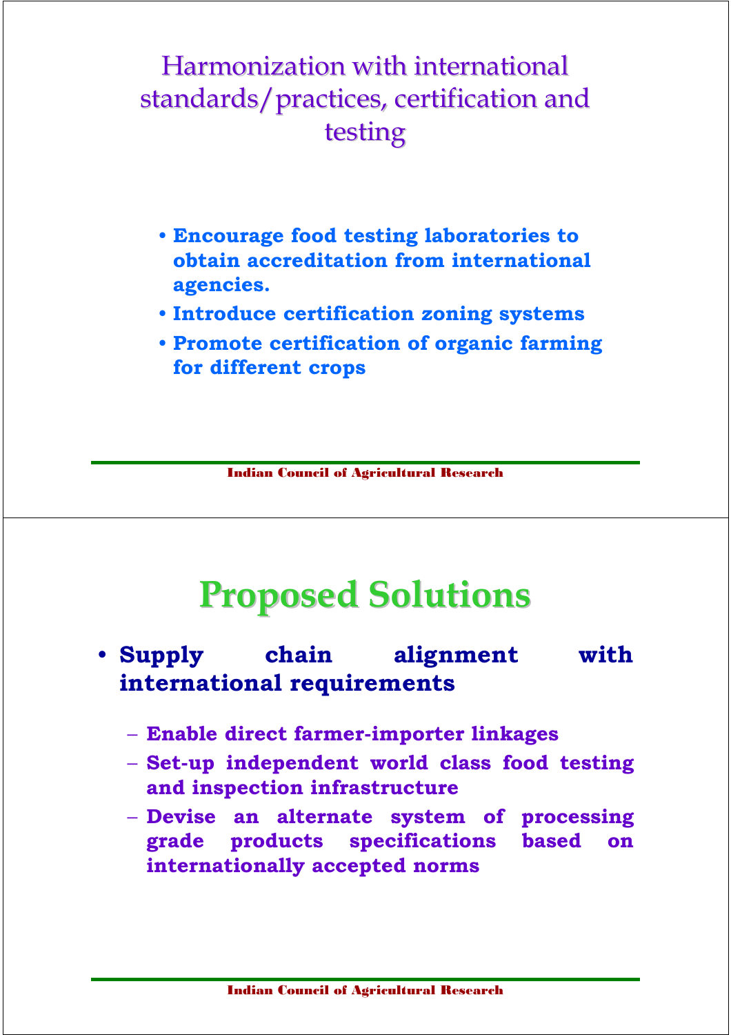## Harmonization with international standards/practices, certification and testing

- **Encourage food testing laboratories to obtain accreditation from international agencies.**
- **Introduce certification zoning systems**
- **Promote certification of organic farming for different crops**

## Proposed Solutions

- **Supply chain alignment with international requirements**
  - **Enable direct farmer-importer linkages**
  - **Set-up independent world class food testing and inspection infrastructure**
  - **Devise an alternate system of processing grade products specifications based on internationally accepted norms**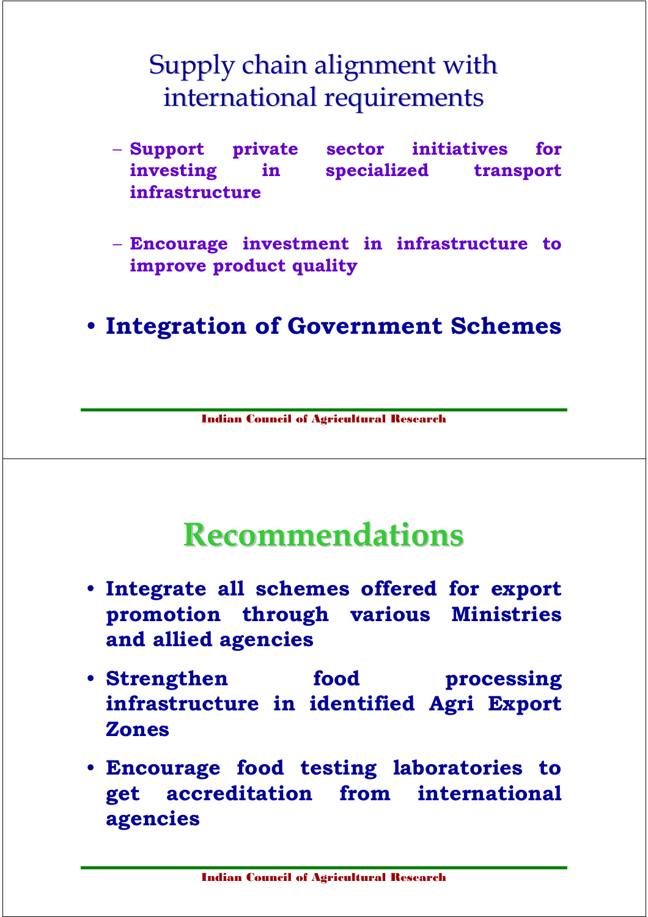## Supply chain alignment with international requirements

- **Support private sector initiatives for investing in specialized transport infrastructure**
- **Encourage investment in infrastructure to improve product quality**

- **Integration of Government Schemes**

## Recommendations

- **Integrate all schemes offered for export promotion through various Ministries and allied agencies**
- **Strengthen food processing infrastructure in identified Agri Export Zones**
- **Encourage food testing laboratories to get accreditation from international agencies**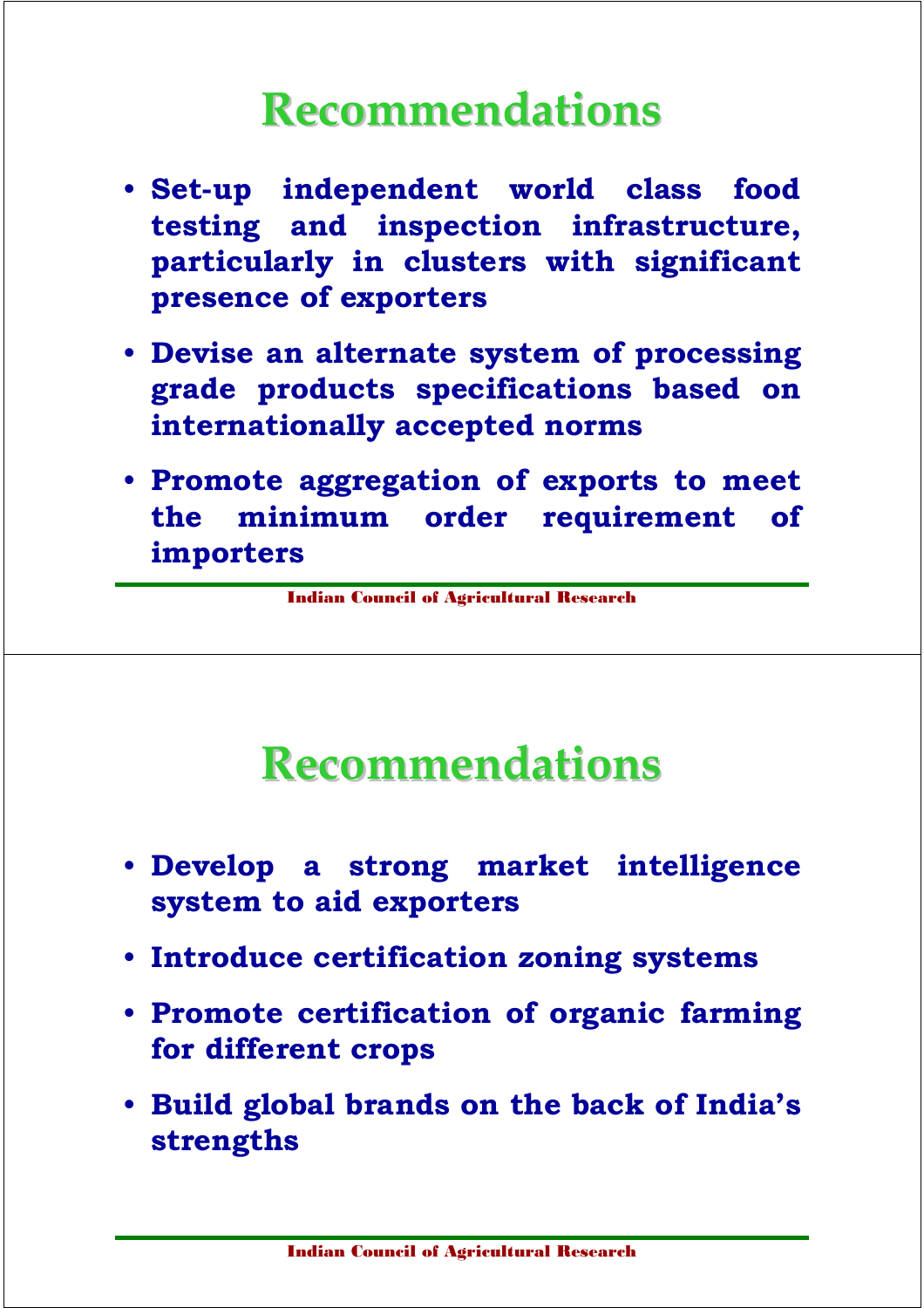# Recommendations

- **Set-up independent world class food testing and inspection infrastructure, particularly in clusters with significant presence of exporters**
- **Devise an alternate system of processing grade products specifications based on internationally accepted norms**
- **Promote aggregation of exports to meet the minimum order requirement of importers**

# Recommendations

- **Develop a strong market intelligence system to aid exporters**
- **Introduce certification zoning systems**
- **Promote certification of organic farming for different crops**
- **Build global brands on the back of India's strengths**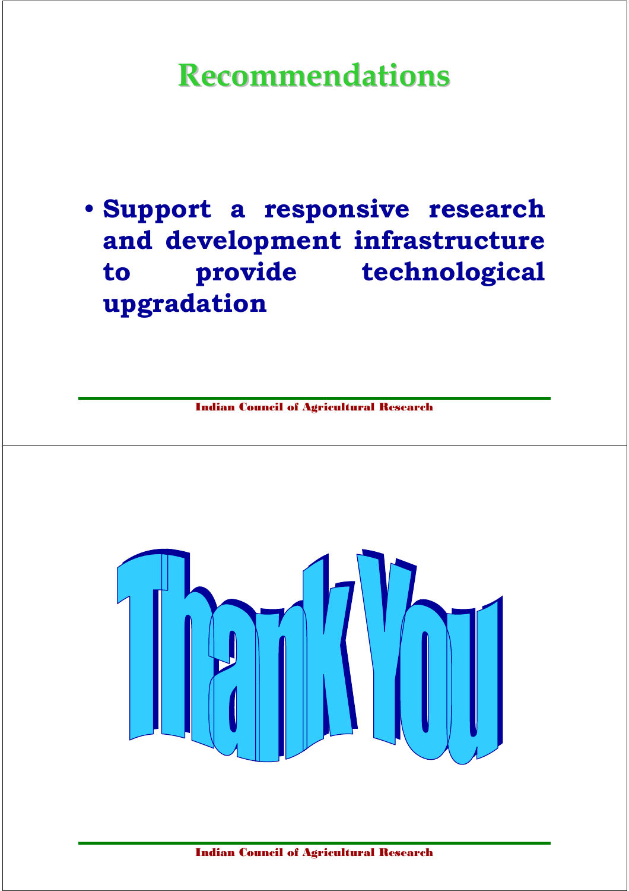# Recommendations

- Support a responsive research and development infrastructure to provide technological upgradation

Thank You